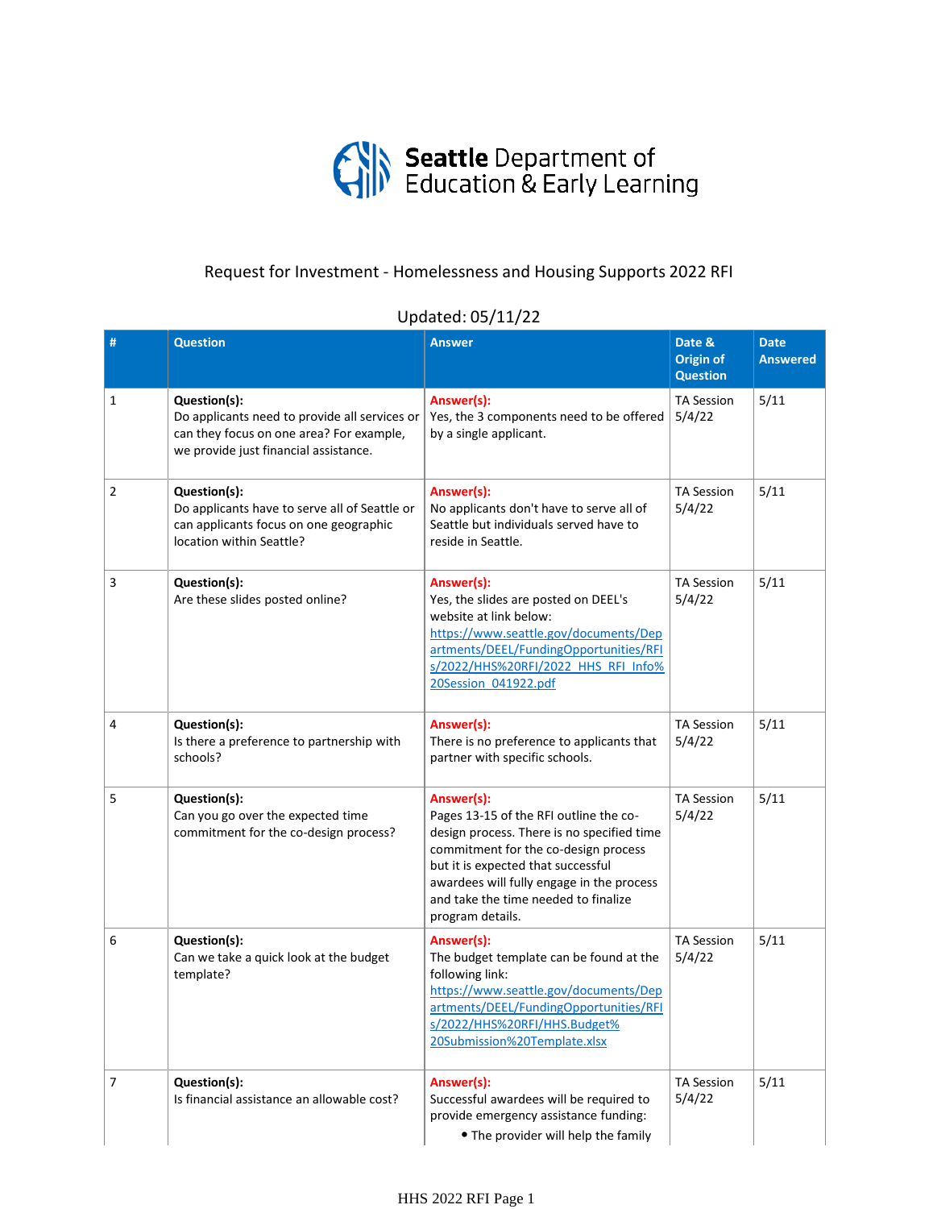Seattle Department of Education & Early Learning

Request for Investment - Homelessness and Housing Supports 2022 RFI

Updated: 05/11/22

| # | Question | Answer | Date & Origin of Question | Date Answered |
|---|---|---|---|---|
| 1 | **Question(s):** Do applicants need to provide all services or can they focus on one area? For example, we provide just financial assistance. | **Answer(s):** Yes, the 3 components need to be offered by a single applicant. | TA Session 5/4/22 | 5/11 |
| 2 | **Question(s):** Do applicants have to serve all of Seattle or can applicants focus on one geographic location within Seattle? | **Answer(s):** No applicants don't have to serve all of Seattle but individuals served have to reside in Seattle. | TA Session 5/4/22 | 5/11 |
| 3 | **Question(s):** Are these slides posted online? | **Answer(s):** Yes, the slides are posted on DEEL's website at link below: [https://www.seattle.gov/documents/Departments/DEEL/FundingOpportunities/RFIs/2022/HHS%20RFI/2022_HHS_RFI_Info%20Session_041922.pdf](https://www.seattle.gov/documents/Departments/DEEL/FundingOpportunities/RFIs/2022/HHS%20RFI/2022_HHS_RFI_Info%20Session_041922.pdf) | TA Session 5/4/22 | 5/11 |
| 4 | **Question(s):** Is there a preference to partnership with schools? | **Answer(s):** There is no preference to applicants that partner with specific schools. | TA Session 5/4/22 | 5/11 |
| 5 | **Question(s):** Can you go over the expected time commitment for the co-design process? | **Answer(s):** Pages 13-15 of the RFI outline the co-design process. There is no specified time commitment for the co-design process but it is expected that successful awardees will fully engage in the process and take the time needed to finalize program details. | TA Session 5/4/22 | 5/11 |
| 6 | **Question(s):** Can we take a quick look at the budget template? | **Answer(s):** The budget template can be found at the following link: [https://www.seattle.gov/documents/Departments/DEEL/FundingOpportunities/RFIs/2022/HHS%20RFI/HHS.Budget%20Submission%20Template.xlsx](https://www.seattle.gov/documents/Departments/DEEL/FundingOpportunities/RFIs/2022/HHS%20RFI/HHS.Budget%20Submission%20Template.xlsx) | TA Session 5/4/22 | 5/11 |
| 7 | **Question(s):** Is financial assistance an allowable cost? | **Answer(s):** Successful awardees will be required to provide emergency assistance funding: <br>• The provider will help the family | TA Session 5/4/22 | 5/11 |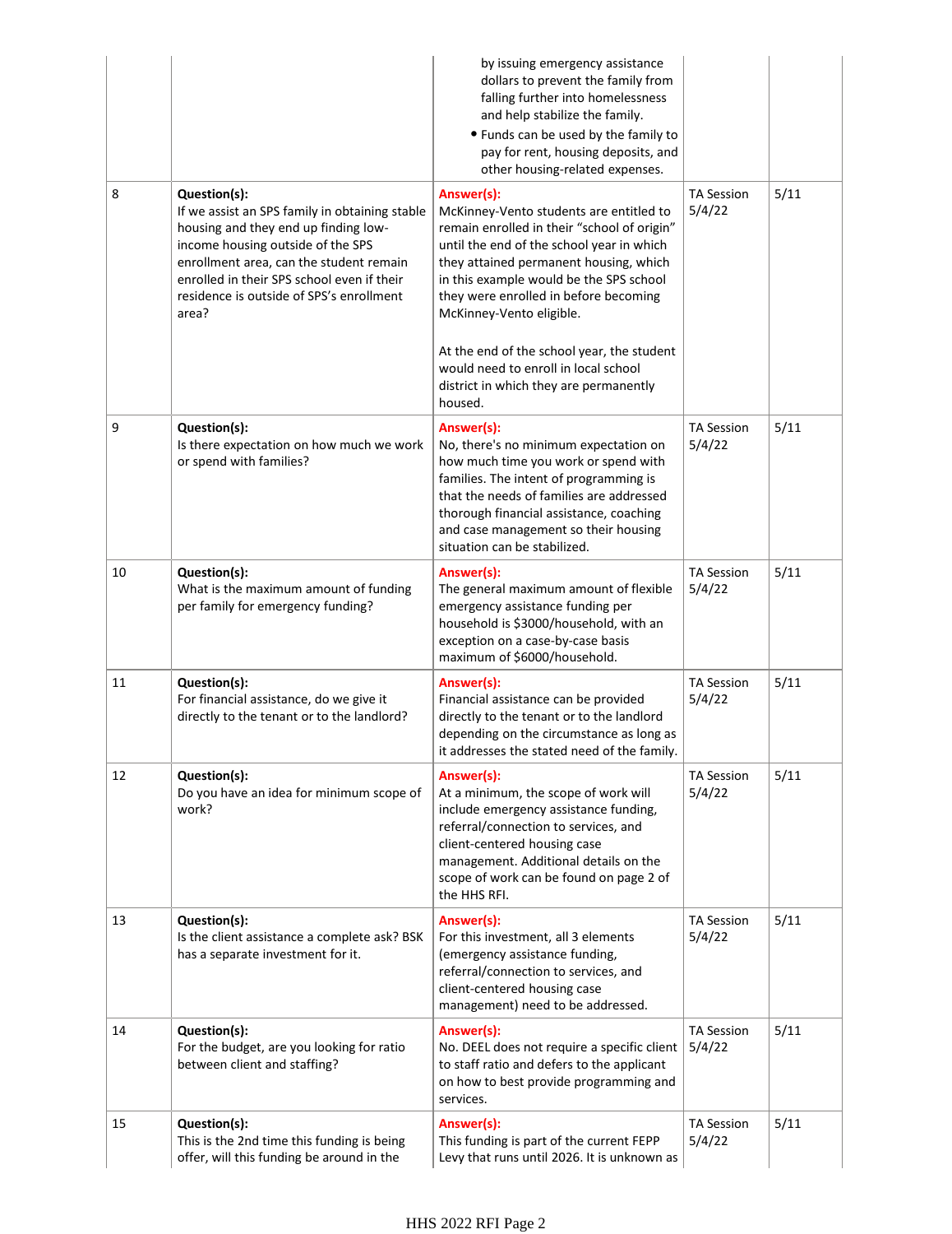| | | | | |
|---|---|---|---|---|
| | | by issuing emergency assistance dollars to prevent the family from falling further into homelessness and help stabilize the family.<br>• Funds can be used by the family to pay for rent, housing deposits, and other housing-related expenses. | | |
| 8 | **Question(s):**<br>If we assist an SPS family in obtaining stable housing and they end up finding low-income housing outside of the SPS enrollment area, can the student remain enrolled in their SPS school even if their residence is outside of SPS's enrollment area? | **Answer(s):**<br>McKinney-Vento students are entitled to remain enrolled in their "school of origin" until the end of the school year in which they attained permanent housing, which in this example would be the SPS school they were enrolled in before becoming McKinney-Vento eligible.<br><br>At the end of the school year, the student would need to enroll in local school district in which they are permanently housed. | TA Session 5/4/22 | 5/11 |
| 9 | **Question(s):**<br>Is there expectation on how much we work or spend with families? | **Answer(s):**<br>No, there's no minimum expectation on how much time you work or spend with families. The intent of programming is that the needs of families are addressed thorough financial assistance, coaching and case management so their housing situation can be stabilized. | TA Session 5/4/22 | 5/11 |
| 10 | **Question(s):**<br>What is the maximum amount of funding per family for emergency funding? | **Answer(s):**<br>The general maximum amount of flexible emergency assistance funding per household is $3000/household, with an exception on a case-by-case basis maximum of $6000/household. | TA Session 5/4/22 | 5/11 |
| 11 | **Question(s):**<br>For financial assistance, do we give it directly to the tenant or to the landlord? | **Answer(s):**<br>Financial assistance can be provided directly to the tenant or to the landlord depending on the circumstance as long as it addresses the stated need of the family. | TA Session 5/4/22 | 5/11 |
| 12 | **Question(s):**<br>Do you have an idea for minimum scope of work? | **Answer(s):**<br>At a minimum, the scope of work will include emergency assistance funding, referral/connection to services, and client-centered housing case management. Additional details on the scope of work can be found on page 2 of the HHS RFI. | TA Session 5/4/22 | 5/11 |
| 13 | **Question(s):**<br>Is the client assistance a complete ask? BSK has a separate investment for it. | **Answer(s):**<br>For this investment, all 3 elements (emergency assistance funding, referral/connection to services, and client-centered housing case management) need to be addressed. | TA Session 5/4/22 | 5/11 |
| 14 | **Question(s):**<br>For the budget, are you looking for ratio between client and staffing? | **Answer(s):**<br>No. DEEL does not require a specific client to staff ratio and defers to the applicant on how to best provide programming and services. | TA Session 5/4/22 | 5/11 |
| 15 | **Question(s):**<br>This is the 2nd time this funding is being offer, will this funding be around in the | **Answer(s):**<br>This funding is part of the current FEPP Levy that runs until 2026. It is unknown as | TA Session 5/4/22 | 5/11 |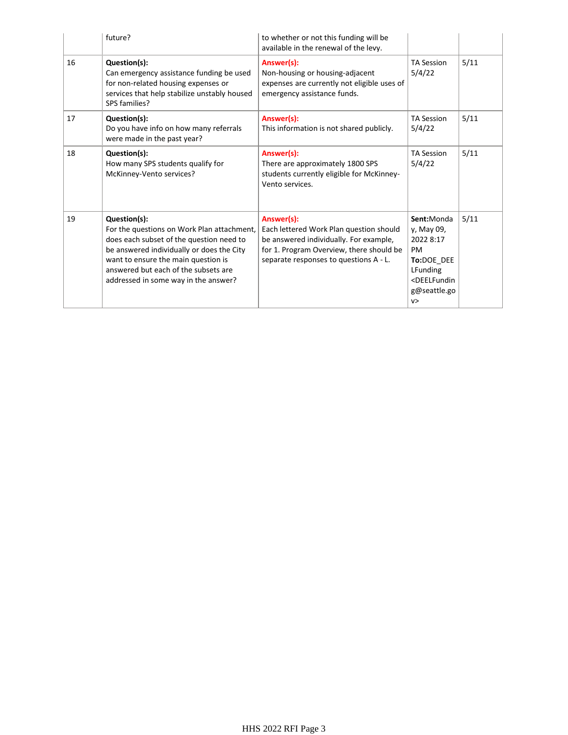| | | | | |
|---|---|---|---|---|
| | future? | to whether or not this funding will be available in the renewal of the levy. | | |
| 16 | **Question(s):** Can emergency assistance funding be used for non-related housing expenses or services that help stabilize unstably housed SPS families? | **Answer(s):** Non-housing or housing-adjacent expenses are currently not eligible uses of emergency assistance funds. | TA Session 5/4/22 | 5/11 |
| 17 | **Question(s):** Do you have info on how many referrals were made in the past year? | **Answer(s):** This information is not shared publicly. | TA Session 5/4/22 | 5/11 |
| 18 | **Question(s):** How many SPS students qualify for McKinney-Vento services? | **Answer(s):** There are approximately 1800 SPS students currently eligible for McKinney-Vento services. | TA Session 5/4/22 | 5/11 |
| 19 | **Question(s):** For the questions on Work Plan attachment, does each subset of the question need to be answered individually or does the City want to ensure the main question is answered but each of the subsets are addressed in some way in the answer? | **Answer(s):** Each lettered Work Plan question should be answered individually. For example, for 1. Program Overview, there should be separate responses to questions A - L. | **Sent:**Monday, May 09, 2022 8:17 PM **To:**DOE_DEELFunding <DEELFunding@seattle.gov> | 5/11 |